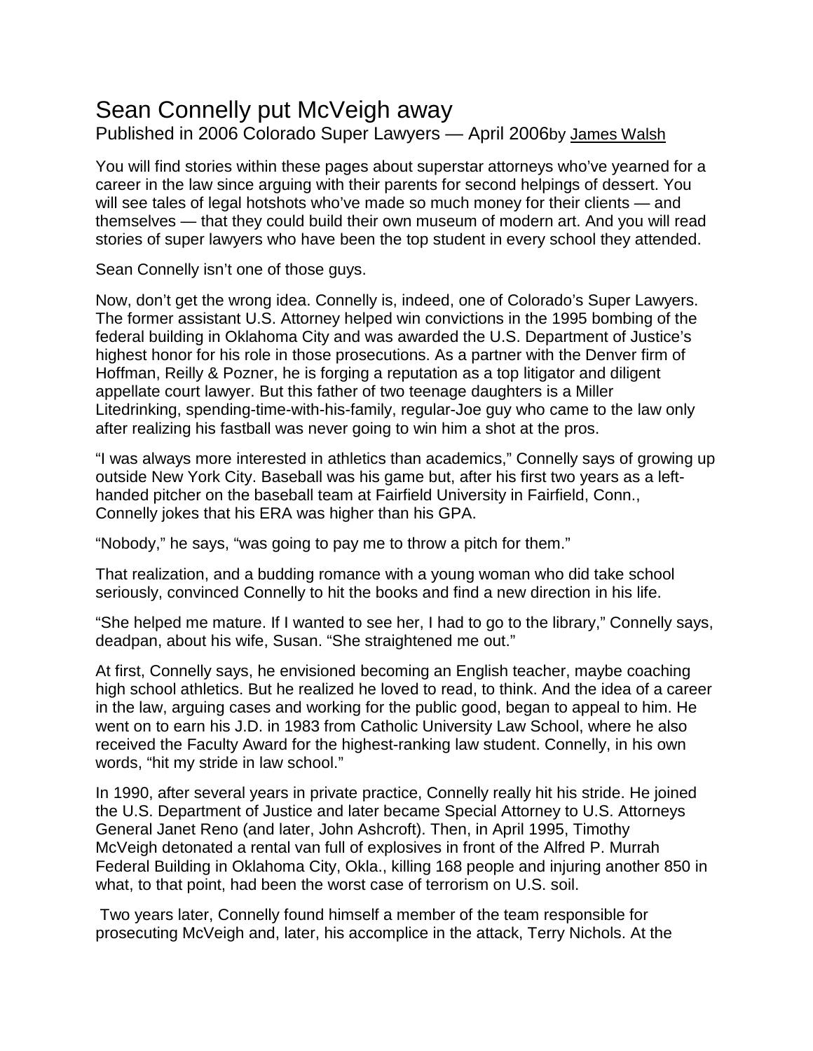# Sean Connelly put McVeigh away

Published in 2006 Colorado Super Lawyers — April 2006by James Walsh

You will find stories within these pages about superstar attorneys who've yearned for a career in the law since arguing with their parents for second helpings of dessert. You will see tales of legal hotshots who've made so much money for their clients — and themselves — that they could build their own museum of modern art. And you will read stories of super lawyers who have been the top student in every school they attended.

Sean Connelly isn't one of those guys.

Now, don't get the wrong idea. Connelly is, indeed, one of Colorado's Super Lawyers. The former assistant U.S. Attorney helped win convictions in the 1995 bombing of the federal building in Oklahoma City and was awarded the U.S. Department of Justice's highest honor for his role in those prosecutions. As a partner with the Denver firm of Hoffman, Reilly & Pozner, he is forging a reputation as a top litigator and diligent appellate court lawyer. But this father of two teenage daughters is a Miller Litedrinking, spending-time-with-his-family, regular-Joe guy who came to the law only after realizing his fastball was never going to win him a shot at the pros.

"I was always more interested in athletics than academics," Connelly says of growing up outside New York City. Baseball was his game but, after his first two years as a left-handed pitcher on the baseball team at Fairfield University in Fairfield, Conn., Connelly jokes that his ERA was higher than his GPA.

"Nobody," he says, "was going to pay me to throw a pitch for them."

That realization, and a budding romance with a young woman who did take school seriously, convinced Connelly to hit the books and find a new direction in his life.

"She helped me mature. If I wanted to see her, I had to go to the library," Connelly says, deadpan, about his wife, Susan. "She straightened me out."

At first, Connelly says, he envisioned becoming an English teacher, maybe coaching high school athletics. But he realized he loved to read, to think. And the idea of a career in the law, arguing cases and working for the public good, began to appeal to him. He went on to earn his J.D. in 1983 from Catholic University Law School, where he also received the Faculty Award for the highest-ranking law student. Connelly, in his own words, "hit my stride in law school."

In 1990, after several years in private practice, Connelly really hit his stride. He joined the U.S. Department of Justice and later became Special Attorney to U.S. Attorneys General Janet Reno (and later, John Ashcroft). Then, in April 1995, Timothy McVeigh detonated a rental van full of explosives in front of the Alfred P. Murrah Federal Building in Oklahoma City, Okla., killing 168 people and injuring another 850 in what, to that point, had been the worst case of terrorism on U.S. soil.

Two years later, Connelly found himself a member of the team responsible for prosecuting McVeigh and, later, his accomplice in the attack, Terry Nichols. At the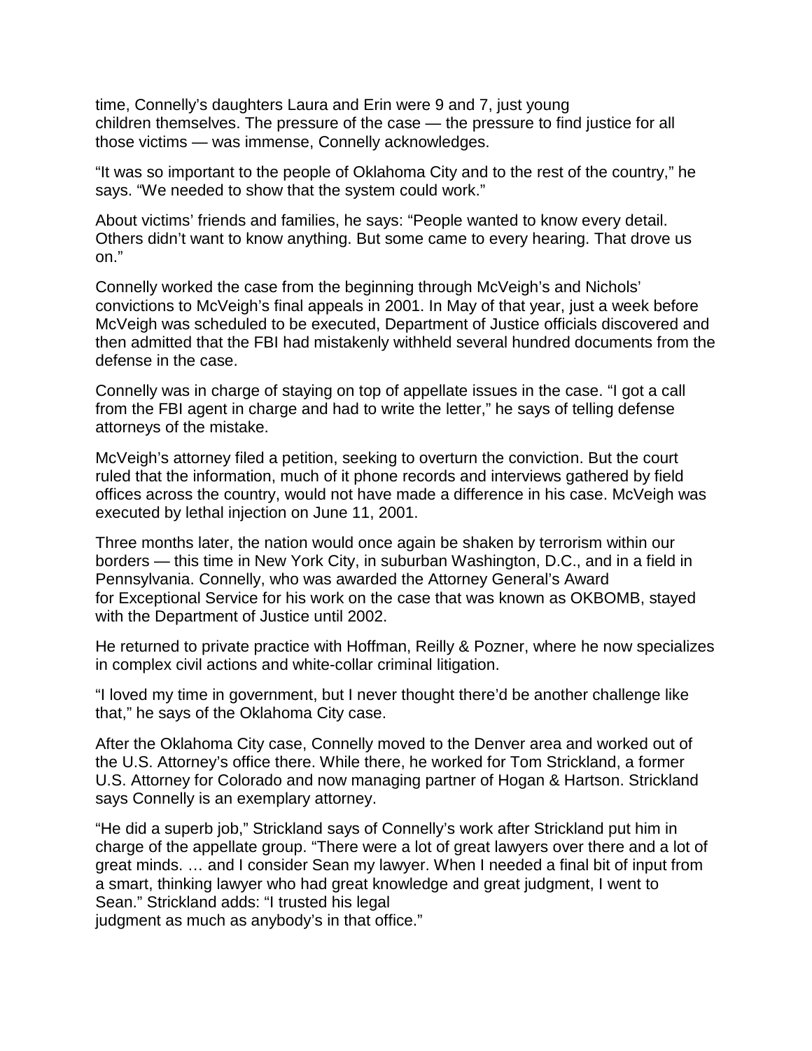time, Connelly's daughters Laura and Erin were 9 and 7, just young children themselves. The pressure of the case — the pressure to find justice for all those victims — was immense, Connelly acknowledges.

"It was so important to the people of Oklahoma City and to the rest of the country," he says. "We needed to show that the system could work."

About victims' friends and families, he says: "People wanted to know every detail. Others didn't want to know anything. But some came to every hearing. That drove us on."

Connelly worked the case from the beginning through McVeigh's and Nichols' convictions to McVeigh's final appeals in 2001. In May of that year, just a week before McVeigh was scheduled to be executed, Department of Justice officials discovered and then admitted that the FBI had mistakenly withheld several hundred documents from the defense in the case.

Connelly was in charge of staying on top of appellate issues in the case. "I got a call from the FBI agent in charge and had to write the letter," he says of telling defense attorneys of the mistake.

McVeigh's attorney filed a petition, seeking to overturn the conviction. But the court ruled that the information, much of it phone records and interviews gathered by field offices across the country, would not have made a difference in his case. McVeigh was executed by lethal injection on June 11, 2001.

Three months later, the nation would once again be shaken by terrorism within our borders — this time in New York City, in suburban Washington, D.C., and in a field in Pennsylvania. Connelly, who was awarded the Attorney General's Award for Exceptional Service for his work on the case that was known as OKBOMB, stayed with the Department of Justice until 2002.

He returned to private practice with Hoffman, Reilly & Pozner, where he now specializes in complex civil actions and white-collar criminal litigation.

"I loved my time in government, but I never thought there'd be another challenge like that," he says of the Oklahoma City case.

After the Oklahoma City case, Connelly moved to the Denver area and worked out of the U.S. Attorney's office there. While there, he worked for Tom Strickland, a former U.S. Attorney for Colorado and now managing partner of Hogan & Hartson. Strickland says Connelly is an exemplary attorney.

"He did a superb job," Strickland says of Connelly's work after Strickland put him in charge of the appellate group. "There were a lot of great lawyers over there and a lot of great minds. … and I consider Sean my lawyer. When I needed a final bit of input from a smart, thinking lawyer who had great knowledge and great judgment, I went to Sean." Strickland adds: "I trusted his legal judgment as much as anybody's in that office."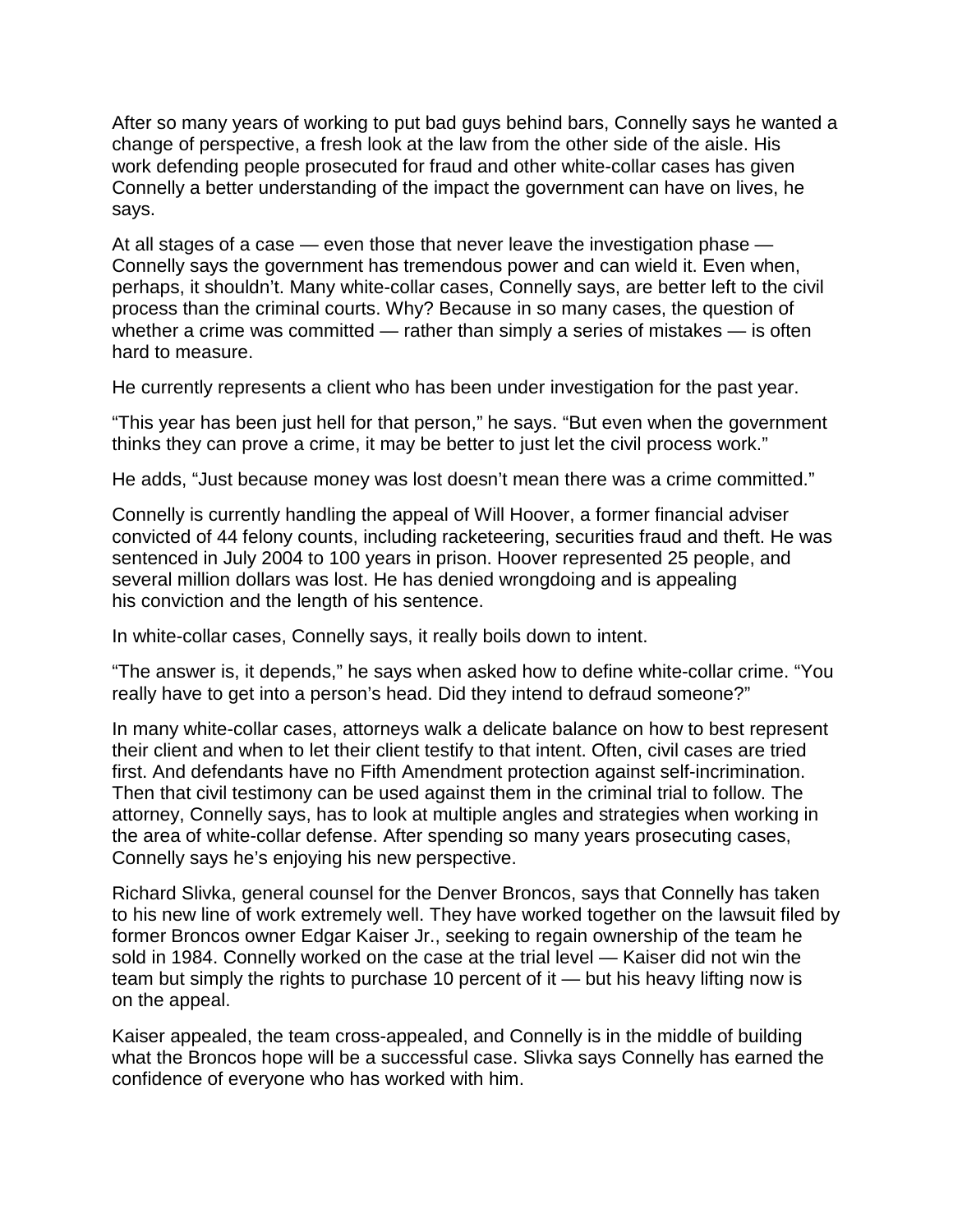After so many years of working to put bad guys behind bars, Connelly says he wanted a change of perspective, a fresh look at the law from the other side of the aisle. His work defending people prosecuted for fraud and other white-collar cases has given Connelly a better understanding of the impact the government can have on lives, he says.

At all stages of a case — even those that never leave the investigation phase — Connelly says the government has tremendous power and can wield it. Even when, perhaps, it shouldn't. Many white-collar cases, Connelly says, are better left to the civil process than the criminal courts. Why? Because in so many cases, the question of whether a crime was committed — rather than simply a series of mistakes — is often hard to measure.

He currently represents a client who has been under investigation for the past year.

"This year has been just hell for that person," he says. "But even when the government thinks they can prove a crime, it may be better to just let the civil process work."

He adds, "Just because money was lost doesn't mean there was a crime committed."

Connelly is currently handling the appeal of Will Hoover, a former financial adviser convicted of 44 felony counts, including racketeering, securities fraud and theft. He was sentenced in July 2004 to 100 years in prison. Hoover represented 25 people, and several million dollars was lost. He has denied wrongdoing and is appealing his conviction and the length of his sentence.

In white-collar cases, Connelly says, it really boils down to intent.

"The answer is, it depends," he says when asked how to define white-collar crime. "You really have to get into a person's head. Did they intend to defraud someone?"

In many white-collar cases, attorneys walk a delicate balance on how to best represent their client and when to let their client testify to that intent. Often, civil cases are tried first. And defendants have no Fifth Amendment protection against self-incrimination. Then that civil testimony can be used against them in the criminal trial to follow. The attorney, Connelly says, has to look at multiple angles and strategies when working in the area of white-collar defense. After spending so many years prosecuting cases, Connelly says he's enjoying his new perspective.

Richard Slivka, general counsel for the Denver Broncos, says that Connelly has taken to his new line of work extremely well. They have worked together on the lawsuit filed by former Broncos owner Edgar Kaiser Jr., seeking to regain ownership of the team he sold in 1984. Connelly worked on the case at the trial level — Kaiser did not win the team but simply the rights to purchase 10 percent of it — but his heavy lifting now is on the appeal.

Kaiser appealed, the team cross-appealed, and Connelly is in the middle of building what the Broncos hope will be a successful case. Slivka says Connelly has earned the confidence of everyone who has worked with him.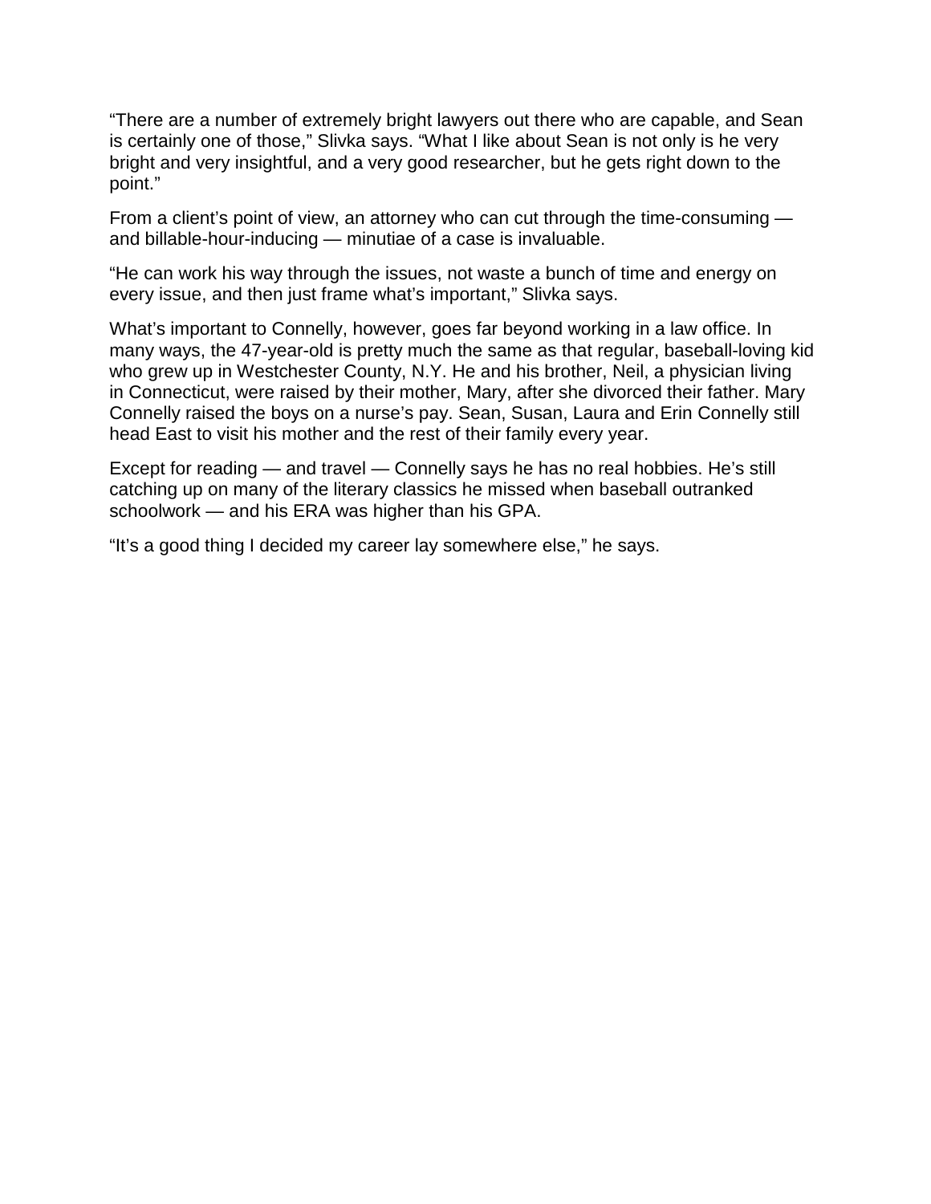"There are a number of extremely bright lawyers out there who are capable, and Sean is certainly one of those," Slivka says. "What I like about Sean is not only is he very bright and very insightful, and a very good researcher, but he gets right down to the point."

From a client's point of view, an attorney who can cut through the time-consuming — and billable-hour-inducing — minutiae of a case is invaluable.

"He can work his way through the issues, not waste a bunch of time and energy on every issue, and then just frame what's important," Slivka says.

What's important to Connelly, however, goes far beyond working in a law office. In many ways, the 47-year-old is pretty much the same as that regular, baseball-loving kid who grew up in Westchester County, N.Y. He and his brother, Neil, a physician living in Connecticut, were raised by their mother, Mary, after she divorced their father. Mary Connelly raised the boys on a nurse's pay. Sean, Susan, Laura and Erin Connelly still head East to visit his mother and the rest of their family every year.

Except for reading — and travel — Connelly says he has no real hobbies. He's still catching up on many of the literary classics he missed when baseball outranked schoolwork — and his ERA was higher than his GPA.

"It's a good thing I decided my career lay somewhere else," he says.